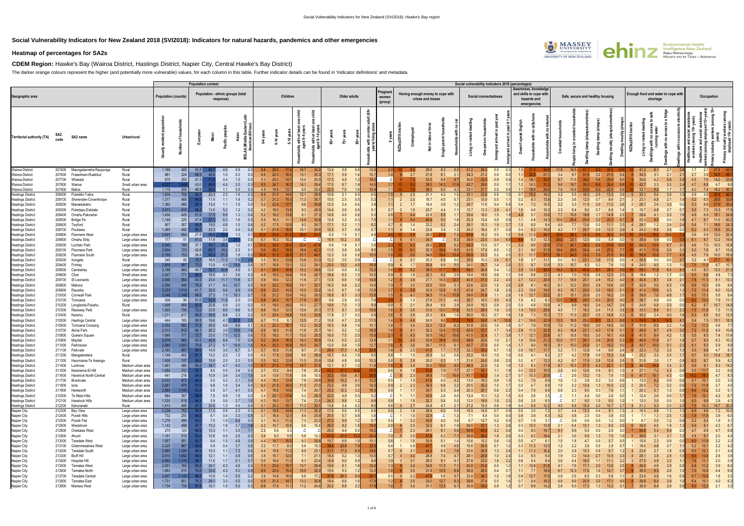# Social Vulnerability Indicators for New Zealand 2018 (SVI2018): Indicators for natural hazards, pandemics and other emergencies

## Heatmap of percentages for SA2s

**CDEM Region:** Hawke's Bay (Wairoa District, Hastings District, Napier City, Central Hawke's Bay District)

The darker orange colours represent the higher (and potentially more vulnerable) values, for each column in this table. Further indicator details can be found in 'Indicator definitions' and metadata.

| Geographic area | | | | Population context | | | | | | | Social vulnerability indicators 2018 (percentages) | | | | | | | | | | | | | | | | | | | | | | | | | | | | | | | | | | | | |
|---|---|---|---|---|---|---|---|---|---|---|---|---|---|---|---|---|---|---|---|---|---|---|---|---|---|---|---|---|---|---|---|---|---|---|---|---|---|---|---|---|---|---|---|---|---|---|---|
| | | | | Population (counts) | | Population - ethnic groups (total response) | | | | | Children | | | | | Older adults | | | | Pregnant women (proxy) | Having enough money to cope with crises and losses | | | | | Social connectedness | | | | Awareness, knowledge and skills to cope with hazards and emergencies | | | Safe, secure and healthy housing | | | | | | Enough food and water to cope with shortage | | | | | Occupation | | | |
| Territorial authority (TA) | SA2 code | SA2 name | Urban/rural | Usually resident population | Number of households | European | Māori | Pacific peoples | Asian | MELAA (Middle Eastern/Latin American/African) | 0-4 years | 0-14 years | 5-14 years | Households with at least one child aged 0-4 years | Households with at least one child aged 0-14 years | 65+ years | 75+ years | 85+ years | Households with an older adult (65+ years) living alone | 0 years | NZDep2018 deciles | Unemployed | Not in labour force | Single parent households | Households with no car | Living in rented dwelling | One-person households | Immigrant arrived in past year | Immigrant arrived in past 5 years | Doesn't speak English | Households with no cellphone | Households with no Internet | Crowded households | People living in crowded households | Dwelling damp (always/sometimes) | Dwelling damp (always) | Dwelling mouldy (always/sometimes) | Dwelling mouldy (always) | NZDep2018 deciles | Living in rented dwelling | Dwellings with no access to safe running water | Dwellings with no access to a fridge | Dwellings with no access to electricity | Healthcare and social assistance workers (among 15+ years) | Healthcare and social assistance workers (among employed 15+ years) | Primary industry workers (among 15+ years) | Primary industry workers (among employed 15+ years) |
| Wairoa District | 207400 | Maungataniwha-Raupunga | Rural | 1,188 | 405 | 50.8 | 63.1 | 4.5 | 0.8 | 0.0 | 8.6 | 26.0 | 17.4 | 16.7 | 34.2 | 12.4 | 3.8 | 0.8 | 10.8 | 2.0 | 10 | 6.5 | 29.5 | 8.3 | 5.5 | 41.2 | 28.3 | 0.0 | 0.0 | 1.3 | 31.8 | 34.5 | 11.8 | 19.5 | 41.1 | 9.3 | 33.6 | 14.0 | 10 | 41.2 | 8.1 | 2.7 | 3.8 | 1.7 | 2.7 | 27.4 | 42.6 |
| Wairoa District | 207600 | Frasertown-Ruakituri | Rural | 861 | 324 | 69.3 | 45.6 | 1.0 | 0.3 | 0.0 | 6.6 | 22.3 | 16.0 | 13.1 | 30.3 | 17.1 | 5.9 | 1.4 | 10.1 | 1.4 | 8 | 2.7 | 27.8 | 8.1 | 2.1 | 34.3 | 21.2 | 0.0 | 0.0 | 1.1 | 32.6 | 21.1 | 3.4 | 9.7 | 31.9 | 3.2 | 21.5 | 5.4 | 8 | 34.3 | 3.1 | 2.1 | 2.1 | 2.7 | 3.9 | 34.5 | 49.7 |
| Wairoa District | 207700 | Whakaki | Rural | 675 | 255 | 41.3 | 71.6 | 0.4 | 1.3 | 0.0 | 5.3 | 20.0 | 14.7 | 10.0 | 25.0 | 17.3 | 4.9 | 1.3 | 16.3 | ..C | 9 | 7.3 | 33.5 | 8.8 | 9.7 | 30.6 | 32.5 | 0.9 | 0.9 | 1.4 | 18.1 | 33.3 | 8.7 | 15.1 | 38.2 | 5.8 | 25.4 | 6.0 | 9 | 30.6 | 4.2 | 5.6 | 2.8 | 4.5 | 7.6 | 14.0 | 23.8 |
| Wairoa District | 207800 | Wairoa | Small urban area | 4,527 | 1,548 | 43.0 | 69.5 | 4.4 | 3.5 | 0.3 | 8.5 | 24.7 | 16.2 | 14.1 | 29.4 | 17.0 | 6.7 | 1.9 | 14.5 | 1.7 | 10 | 8.0 | 39.3 | 14.3 | 11.9 | 42.7 | 29.6 | 0.5 | 1.1 | 1.2 | 14.3 | 31.2 | 9.6 | 19.7 | 35.0 | 8.4 | 28.4 | 9.6 | 10 | 42.7 | 3.3 | 3.3 | 2.4 | 4.7 | 8.8 | 4.7 | 9.0 |
| Wairoa District | 207900 | Mahia | Rural | 1,119 | 456 | 48.8 | 64.9 | 1.1 | 0.8 | 0.3 | 4.8 | 18.8 | 13.7 | 8.5 | 25.4 | 22.5 | 7.0 | 1.6 | 15.4 | 1.1 | 10 | 7.9 | 38.1 | 8.5 | 4.3 | 33.1 | 27.7 | 0.5 | 0.8 | 1.1 | 18.6 | 24.6 | 7.9 | 14.9 | 33.6 | 6.0 | 22.0 | 5.9 | 10 | 33.1 | 9.2 | 1.7 | 1.7 | 4.0 | 7.4 | 16.2 | 30.1 |
| Hastings District | 208000 | Puketitiri-Tutira | Rural | 1,839 | 708 | 84.2 | 22.3 | 2.3 | 1.6 | 0.3 | 6.9 | 21.0 | 14.4 | 12.1 | 28.8 | 10.9 | 2.1 | 0.5 | 6.5 | 1.5 | 5 | 2.5 | 21.1 | 4.2 | 1.5 | 33.1 | 23.8 | 0.5 | 1.0 | 0.7 | 19.2 | 16.2 | 3.2 | 5.5 | 18.3 | 2.5 | 13.3 | 2.6 | 5 | 33.1 | 5.0 | 3.0 | 1.5 | 2.9 | 3.8 | 35.4 | 46.2 |
| Hastings District | 208100 | Sherenden-Crownthorpe | Rural | 1,317 | 468 | 94.3 | 11.4 | 1.1 | 1.6 | 0.2 | 5.7 | 21.2 | 15.3 | 11.3 | 30.7 | 10.5 | 2.5 | 0.5 | 5.3 | 1.1 | 2 | 2.0 | 18.7 | 4.0 | 0.7 | 23.1 | 15.9 | 0.5 | 1.1 | 0.2 | 8.3 | 13.8 | 2.3 | 3.6 | 12.5 | 0.7 | 8.4 | 2.1 | 2 | 23.1 | 4.8 | 2.1 | 1.4 | 5.2 | 6.5 | 26.8 | 33.8 |
| Hastings District | 208200 | Maraekakaho | Rural | 1,392 | 480 | 93.1 | 13.4 | 1.1 | 1.5 | 0.0 | 5.2 | 22.8 | 17.7 | 9.6 | 35.9 | 12.3 | 2.4 | 0.4 | 3.9 | 1.1 | 2 | 1.7 | 18.4 | 3.9 | 1.3 | 26.7 | 11.6 | 0.4 | 0.9 | 0.4 | 7.2 | 10.5 | 2.2 | 3.3 | 11.9 | 2.0 | 11.2 | 2.6 | 2 | 26.7 | 2.6 | 3.3 | 0.0 | 5.3 | 6.6 | 27.9 | 35.0 |
| Hastings District | 208300 | Puketapu-Eskdale | Rural | 2,673 | 915 | 88.3 | 13.6 | 5.2 | 1.2 | 0.2 | 4.2 | 18.0 | 13.8 | 9.3 | 28.5 | 14.4 | 3.6 | 0.6 | 5.1 | 0.7 | 2 | 1.8 | 23.7 | 4.4 | 1.1 | 15.7 | 13.3 | 2.9 | 4.1 | 1.6 | 4.6 | 10.2 | 2.3 | 5.4 | 9.0 | 0.7 | 6.8 | 1.4 | 2 | 15.7 | 4.9 | 0.7 | 0.7 | 5.5 | 7.3 | 13.3 | 17.8 |
| Hastings District | 208400 | Omahu-Pakowhai | Rural | 1,434 | 429 | 61.9 | 37.9 | 8.6 | 1.3 | 0.4 | 5.2 | 19.2 | 13.8 | 9.1 | 27.3 | 14.8 | 4.0 | 0.8 | 5.3 | 0.8 | 7 | 4.4 | 22.8 | 9.9 | 1.7 | 29.4 | 16.0 | 1.5 | 1.9 | 4.4 | 5.7 | 15.6 | 7.7 | 15.8 | 19.8 | 1.7 | 14.9 | 2.5 | 7 | 29.4 | 4.1 | 3.3 | 1.6 | 4.9 | 6.8 | 18.1 | 24.8 |
| Hastings District | 208500 | Bridge Pa | Rural | 1,140 | 225 | 47.9 | 57.1 | 6.3 | 1.6 | 0.3 | 5.3 | 16.3 | 11.1 | 14.9 | 32.8 | 10.8 | 3.2 | 0.3 | 7.5 | 1.1 | 8 | 5.4 | 40.4 | 9.0 | 1.6 | 25.3 | 13.4 | 0.5 | 0.8 | 1.1 | 4.8 | 14.3 | 10.0 | 25.4 | 25.8 | 3.2 | 23.3 | 6.7 | 8 | 25.3 | 9.5 | 0.0 | 1.6 | 4.7 | 8.7 | 11.0 | 20.2 |
| Hastings District | 208600 | Twyford | Rural | 807 | 267 | 84.8 | 19.0 | 4.8 | 1.5 | 0.4 | 5.2 | 17.5 | 12.6 | 9.3 | 26.7 | 17.1 | 5.2 | 1.1 | 8.2 | 0.7 | 4 | 1.4 | 22.2 | 8.2 | 2.4 | 28.1 | 15.3 | 1.9 | 3.7 | 1.5 | 6.0 | 8.4 | 4.0 | 7.7 | 13.4 | 0.0 | 11.1 | 2.5 | 4 | 28.1 | 1.2 | 2.4 | 2.4 | 5.4 | 7.1 | 18.6 | 24.3 |
| Hastings District | 208700 | Poukawa | Rural | 1,365 | 492 | 85.7 | 23.3 | 2.0 | 0.9 | 0.4 | 5.1 | 21.8 | 16.9 | 10.1 | 29.6 | 16.5 | 5.7 | 0.9 | 5.7 | 1.1 | 4 | 1.4 | 23.0 | 3.8 | 1.3 | 24.2 | 16.4 | 0.7 | 0.9 | 0.4 | 9.2 | 15.0 | 4.3 | 7.7 | 20.7 | 2.0 | 12.5 | 3.9 | 4 | 24.2 | 6.5 | 2.6 | 0.0 | 6.2 | 8.3 | 18.8 | 25.2 |
| Hastings District | 208800 | Flaxmere West | Large urban area | 2,631 | 654 | 27.8 | 56.6 | 31.7 | 1.3 | 0.1 | 12.0 | 33.4 | 21.4 | 28.2 | 51.1 | 6.0 | 1.5 | 0.1 | 4.9 | 2.6 | 10 | 6.9 | 29.3 | 21.8 | 7.3 | 63.9 | 16.2 | 0.5 | 1.5 | 3.4 | 11.3 | 30.7 | 23.6 | 38.1 | 35.9 | 8.5 | 30.3 | 9.0 | 10 | 63.9 | 6.6 | 10.8 | 3.3 | 3.6 | 5.6 | 13.0 | 20.4 |
| Hastings District | 208900 | Omahu Strip | Large urban area | 177 | 51 | 61.0 | 11.9 | 3.4 | 27.1 | 0.0 | 5.1 | 15.3 | 10.2 | ..C | ..C | 16.9 | 10.2 | 3.4 | ..C | ..C | 6 | 4.1 | 34.7 | ..C | 6.3 | 38.9 | 23.5 | 3.4 | 6.8 | 8.8 | 6.3 | 12.5 | 20.0 | 23.1 | 12.5 | 0.0 | 5.9 | 0.0 | 6 | 38.9 | 5.9 | 0.0 | 0.0 | 6.1 | 9.7 | 12.2 | 19.4 |
| Hastings District | 209000 | Lochain Park | Large urban area | 2,940 | 768 | 37.1 | 59.7 | 25.2 | 1.2 | 0.1 | 10.2 | 30.5 | 20.4 | 22.4 | 47.4 | 6.9 | 1.8 | 0.1 | 3.9 | 2.3 | 10 | 6.2 | 28.5 | 20.5 | 6.2 | 54.3 | 13.5 | 0.7 | 1.1 | 3.3 | 9.6 | 22.8 | 17.6 | 30.1 | 36.5 | 6.9 | 31.6 | 10.0 | 10 | 54.3 | 13.4 | 6.7 | 3.1 | 4.6 | 7.0 | 10.3 | 15.8 |
| Hastings District | 209100 | Flaxmere Park | Large urban area | 2,604 | 723 | 42.6 | 60.7 | 19.2 | 2.3 | 0.1 | 8.8 | 28.2 | 19.5 | 18.9 | 42.3 | 11.5 | 3.8 | 0.8 | 8.5 | 1.5 | 10 | 6.1 | 30.3 | 18.4 | 8.0 | 41.5 | 17.9 | 0.5 | 1.2 | 2.1 | 9.0 | 21.9 | 16.4 | 29.5 | 30.4 | 4.6 | 27.3 | 7.7 | 10 | 41.5 | 11.9 | 5.0 | 2.0 | 5.0 | 7.8 | 8.7 | 13.6 |
| Hastings District | 209200 | Flaxmere South | Large urban area | 2,790 | 753 | 36.8 | 62.6 | 21.8 | 1.8 | 0.3 | 10.6 | 31.2 | 20.5 | 21.1 | 44.1 | 12.3 | 3.9 | 0.8 | 15.0 | 1.8 | 10 | 5.6 | 34.8 | 19.4 | 13.4 | 59.9 | 23.3 | 0.2 | 0.5 | 3.1 | 11.7 | 35.1 | 19.1 | 34.3 | 33.2 | 7.0 | 27.0 | 9.0 | 10 | 59.9 | 12.8 | 7.7 | 4.6 | 4.5 | 7.6 | 10.0 | 16.8 |
| Hastings District | 209300 | Irongate | Rural | 345 | 93 | 75.7 | 16.5 | 11.3 | 7.8 | 2.6 | 3.5 | 18.3 | 13.9 | 13.8 | 31.0 | 12.2 | 3.5 | 0.5 | ..C | ..C | 4 | 2.1 | 20.2 | 6.9 | 0.0 | 35.5 | 10.3 | 2.6 | 6.1 | 1.8 | 3.7 | 11.1 | 0.0 | 8.0 | 23.1 | 3.8 | 11.5 | 0.0 | 4 | 35.5 | 0.0 | 0.0 | 3.7 | 3.2 | 4.1 | 27.7 | 35.1 |
| Hastings District | 209400 | Frimley | Large urban area | 2,859 | 987 | 73.0 | 13.9 | 4.9 | 15.6 | 0.4 | 5.7 | 18.8 | 13.1 | 12.2 | 29.1 | 23.0 | 13.2 | 4.5 | 16.9 | 0.9 | 4 | 1.7 | 35.4 | 6.6 | 5.5 | 24.5 | 25.7 | 1.4 | 2.8 | 3.1 | 8.7 | 12.6 | 5.3 | 10.7 | 9.3 | 0.3 | 7.6 | 1.0 | 4 | 24.5 | 4.5 | 1.3 | 1.0 | 7.5 | 11.9 | 6.7 | 10.7 |
| Hastings District | 209500 | Camberley | Large urban area | 2,196 | 660 | 40.7 | 52.7 | 20.8 | 4.9 | 0.1 | 8.1 | 26.9 | 18.9 | 15.2 | 34.5 | 12.0 | 4.0 | 0.5 | 15.2 | 1.4 | 10 | 5.2 | 38.5 | 17.7 | 16.1 | 59.1 | 26.8 | 0.4 | 1.2 | 3.9 | 13.5 | 32.4 | 18.3 | 32.3 | 40.4 | 8.1 | 28.0 | 9.9 | 10 | 59.1 | 11.8 | 6.5 | 4.1 | 4.5 | 8.0 | 12.0 | 21.3 |
| Hastings District | 209600 | Clive | Small urban area | 2,247 | 771 | 86.2 | 19.5 | 3.1 | 3.6 | 0.3 | 4.9 | 19.5 | 14.4 | 10.8 | 28.7 | 18.4 | 6.3 | 1.3 | 10.0 | 0.9 | 5 | 1.8 | 32.1 | 9.2 | 2.5 | 19.4 | 19.6 | 0.8 | 1.1 | 0.8 | 6.6 | 12.3 | 4.1 | 7.0 | 15.6 | 0.8 | 12.5 | 2.5 | 5 | 19.4 | 1.2 | 1.7 | 0.0 | 6.5 | 9.8 | 4.8 | 7.3 |
| Hastings District | 209700 | St Leonards | Large urban area | 2,646 | 954 | 64.9 | 25.6 | 11.7 | 11.6 | 0.7 | 5.9 | 18.0 | 12.2 | 11.8 | 27.1 | 13.8 | 6.6 | 1.8 | 14.8 | 1.2 | 8 | 3.9 | 27.7 | 10.5 | 12.7 | 40.8 | 31.5 | 2.2 | 4.0 | 2.7 | 12.2 | 20.5 | 7.7 | 15.6 | 20.1 | 2.9 | 15.2 | 4.0 | 8 | 40.8 | 8.7 | 3.8 | 2.1 | 7.8 | 11.3 | 9.1 | 13.3 |
| Hastings District | 209800 | Mahora | Large urban area | 2,556 | 846 | 70.3 | 21.7 | 9.2 | 10.7 | 0.5 | 6.6 | 22.2 | 15.6 | 13.1 | 32.1 | 16.3 | 6.8 | 2.2 | 10.6 | 1.3 | 7 | 3.0 | 32.5 | 10.6 | 5.1 | 32.6 | 22.6 | 1.5 | 2.8 | 2.9 | 8.1 | 16.2 | 6.1 | 12.2 | 20.0 | 2.8 | 14.6 | 3.9 | 7 | 32.6 | 5.8 | 4.3 | 1.6 | 6.6 | 10.3 | 5.6 | 8.6 |
| Hastings District | 209900 | Raureka | Large urban area | 3,033 | 1,014 | 61.7 | 32.0 | 9.8 | 9.9 | 0.8 | 8.6 | 23.0 | 14.3 | 15.0 | 32.2 | 14.3 | 6.7 | 1.8 | 12.8 | 1.7 | 9 | 5.9 | 30.8 | 12.8 | 8.3 | 41.4 | 24.7 | 1.8 | 2.6 | 2.3 | 10.6 | 19.6 | 8.3 | 16.7 | 25.0 | 3.5 | 19.0 | 5.1 | 9 | 41.4 | 10.6 | 4.3 | 1.3 | 7.2 | 11.4 | 8.0 | 12.6 |
| Hastings District | 210000 | Cornwall Park | Large urban area | 3,048 | 1,149 | 69.5 | 27.3 | 7.5 | 10.1 | 0.7 | 7.8 | 21.2 | 13.4 | 14.2 | 28.5 | 18.9 | 8.7 | 3.0 | 15.8 | 1.5 | 8 | 4.1 | 36.3 | 11.8 | 11.9 | 39.8 | 31.4 | 1.1 | 2.6 | 1.6 | 12.7 | 23.2 | 8.1 | 15.1 | 20.9 | 2.0 | 16.2 | 2.6 | 8 | 39.8 | 7.6 | 4.8 | 1.7 | 6.6 | 11.1 | 5.6 | 9.4 |
| Hastings District | 210100 | Tomoana | Large urban area | 306 | 90 | 51.0 | 53.9 | 11.8 | 2.0 | 0.0 | 8.8 | 24.5 | 15.7 | 17.9 | 35.7 | 9.8 | 2.9 | 0.0 | 7.4 | 2.9 | 9 | 1.3 | 27.6 | 11.1 | 4.0 | 36.7 | 18.5 | 3.0 | 4.0 | 1.0 | 4.2 | 8.3 | 12.5 | 34.8 | 28.0 | 4.0 | 20.0 | 4.0 | 9 | 36.7 | 4.0 | 0.0 | 0.0 | 9.2 | 13.0 | 7.9 | 11.1 |
| Hastings District | 210200 | Longlands-Pukahu | Rural | 1,908 | 669 | 83.5 | 20.8 | 4.9 | 2.0 | 0.3 | 5.0 | 19.0 | 14.0 | 10.3 | 27.7 | 18.6 | 7.5 | 1.3 | 8.9 | 0.5 | 5 | 2.1 | 26.4 | 6.6 | 2.9 | 24.8 | 18.3 | 0.9 | 2.0 | 0.3 | 4.8 | 13.0 | 4.7 | 9.9 | 18.5 | 2.4 | 14.7 | 3.4 | 5 | 24.8 | 4.8 | 3.3 | 0.5 | 6.2 | 8.7 | 10.7 | 14.9 |
| Hastings District | 210300 | Raceway Park | Large urban area | 1,920 | 708 | 72.2 | 23.8 | 8.6 | 6.6 | 0.3 | 6.6 | 18.3 | 12.0 | 12.4 | 25.3 | 17.5 | 8.1 | 2.0 | 15.6 | 1.6 | 6 | 3.6 | 31.6 | 12.0 | 11.6 | 33.5 | 28.4 | 1.9 | 3.5 | 1.9 | 13.6 | 20.6 | 4.5 | 7.7 | 18.3 | 2.4 | 11.5 | 3.8 | 6 | 33.5 | 8.4 | 5.1 | 2.3 | 7.5 | 11.5 | 7.5 | 11.5 |
| Hastings District | 210400 | Karamu | Rural | 1,311 | 417 | 69.8 | 36.6 | 6.6 | 2.3 | 0.2 | 5.5 | 20.6 | 14.9 | 13.6 | 32.6 | 11.9 | 2.7 | 0.2 | 6.9 | 1.6 | 6 | 2.9 | 23.3 | 8.4 | 1.6 | 30.2 | 18.3 | 0.7 | 1.7 | 1.6 | 7.3 | 15.3 | 7.7 | 11.3 | 20.7 | 2.5 | 14.8 | 3.3 | 6 | 30.2 | 2.4 | 4.0 | 1.6 | 6.3 | 8.6 | 9.2 | 12.5 |
| Hastings District | 210500 | Hastings Central | Large urban area | 444 | 165 | 60.8 | 19.6 | 4.1 | 22.3 | 2.0 | 4.7 | 11.5 | 6.1 | 13.5 | 21.2 | 10.8 | 4.7 | 2.0 | 11.5 | 1.4 | 9 | 4.6 | 24.6 | 9.6 | 17.0 | 74.5 | 34.6 | 4.7 | 10.8 | 2.1 | 10.1 | 24.5 | 13.3 | 18.8 | 25.0 | 9.1 | 22.2 | 8.9 | 9 | 74.5 | 16.3 | 14.3 | 4.1 | 5.4 | 7.5 | 13.1 | 18.3 |
| Hastings District | 210600 | Tomoana Crossing | Large urban area | 2,502 | 882 | 77.3 | 26.0 | 4.9 | 3.1 | 0.1 | 6.2 | 22.3 | 16.1 | 12.2 | 30.2 | 16.3 | 6.8 | 1.4 | 10.1 | 1.4 | 7 | 3.4 | 32.2 | 12.2 | 8.5 | 31.8 | 22.6 | 1.0 | 1.5 | 0.7 | 7.9 | 15.8 | 7.0 | 11.2 | 16.5 | 3.0 | 14.5 | 3.8 | 7 | 31.8 | 6.5 | 2.2 | 1.4 | 7.9 | 11.2 | 4.9 | 7.7 |
| Hastings District | 210700 | Akina Park | Large urban area | 2,313 | 912 | 66.1 | 26.3 | 3.9 | 15.6 | 1.4 | 6.6 | 18.5 | 11.9 | 11.6 | 25.7 | 14.1 | 5.2 | 1.2 | 16.5 | 1.6 | 9 | 4.1 | 32.2 | 12.6 | 11.5 | 45.9 | 33.7 | 1.7 | 3.4 | 2.9 | 11.0 | 22.8 | 8.3 | 16.4 | 23.1 | 4.3 | 17.9 | 5.1 | 9 | 45.9 | 8.7 | 4.9 | 3.0 | 7.2 | 11.3 | 6.9 | 10.8 |
| Hastings District | 210800 | Queens Square | Large urban area | 1,968 | 777 | 72.7 | 23.0 | 7.5 | 12.3 | 0.6 | 7.3 | 19.2 | 11.7 | 13.0 | 28.5 | 16.0 | 7.5 | 2.0 | 15.8 | 1.4 | 8 | 4.5 | 30.8 | 14.2 | 10.6 | 41.5 | 32.4 | 1.7 | 3.8 | 1.7 | 12.1 | 23.8 | 6.7 | 10.8 | 19.5 | 3.0 | 16.1 | 4.8 | 8 | 41.5 | 8.4 | 4.2 | 1.3 | 5.5 | 8.5 | 7.4 | 11.4 |
| Hastings District | 210900 | Mayfair | Large urban area | 2,979 | 960 | 63.5 | 40.6 | 8.8 | 7.5 | 0.8 | 8.2 | 24.6 | 16.5 | 16.3 | 35.5 | 13.4 | 6.5 | 2.2 | 12.6 | 1.1 | 10 | 4.5 | 33.8 | 16.9 | 10.0 | 48.9 | 25.6 | 1.0 | 2.1 | 1.6 | 10.6 | 21.2 | 10.0 | 17.7 | 28.1 | 3.8 | 20.8 | 5.3 | 10 | 48.9 | 11.0 | 3.7 | 1.8 | 5.7 | 9.1 | 6.3 | 10.2 |
| Hastings District | 211000 | Parkhaven | Large urban area | 2,880 | 1,041 | 70.6 | 27.2 | 6.7 | 10.6 | 1.4 | 8.4 | 25.3 | 16.9 | 16.3 | 34.7 | 12.0 | 5.8 | 1.5 | 12.7 | 1.8 | 8 | 3.6 | 30.7 | 11.5 | 6.1 | 43.7 | 27.9 | 0.5 | 1.4 | 0.7 | 9.0 | 18.3 | 8.1 | 15.0 | 25.8 | 3.1 | 19.2 | 5.0 | 8 | 43.7 | 10.0 | 5.1 | 2.3 | 6.1 | 9.3 | 5.9 | 8.9 |
| Hastings District | 211100 | Parkvale | Large urban area | 2,160 | 957 | 86.5 | 14.9 | 3.5 | 6.7 | 0.1 | 5.7 | 16.8 | 11.4 | 9.7 | 21.3 | 29.4 | 17.1 | 4.3 | 23.8 | 1.4 | 6 | 2.5 | 41.3 | 7.7 | 7.7 | 32.3 | 35.0 | 0.7 | 1.5 | 0.8 | 10.7 | 17.7 | 3.2 | 7.1 | 12.9 | 1.4 | 8.8 | 2.4 | 6 | 32.3 | 7.3 | 3.3 | 1.3 | 5.5 | 9.8 | 4.7 | 8.3 |
| Hastings District | 211200 | Mangateretere | Rural | 1,149 | 402 | 91.1 | 10.2 | 2.3 | 1.3 | 0.0 | 4.2 | 17.8 | 13.6 | 9.6 | 28.0 | 16.7 | 4.4 | 1.0 | 6.5 | 0.8 | 1 | 1.3 | 26.8 | 3.2 | 0.8 | 25.2 | 16.9 | 1.0 | 1.0 | 0.5 | 4.1 | 8.2 | 2.7 | 4.2 | 17.9 | 0.9 | 15.3 | 3.4 | 1 | 25.2 | 3.3 | 2.5 | 1.7 | 5.7 | 8.0 | 13.4 | 18.7 |
| Hastings District | 211300 | Haumoana-Te Awanga | Rural | 1,926 | 747 | 88.0 | 18.8 | 2.0 | 1.4 | 0.5 | 5.6 | 18.2 | 12.6 | 11.5 | 25.9 | 15.6 | 4.8 | 0.8 | 10.3 | 0.8 | 5 | 2.9 | 25.0 | 8.3 | 1.7 | 21.6 | 24.0 | 0.9 | 2.0 | 0.2 | 4.7 | 13.2 | 4.2 | 8.7 | 17.9 | 2.6 | 12.9 | 2.6 | 5 | 21.6 | 2.6 | 1.7 | 0.9 | 5.6 | 8.7 | 5.9 | 9.2 |
| Hastings District | 211400 | Lucknow | Medium urban area | 1,461 | 480 | 69.2 | 34.7 | 4.7 | 6.0 | 1.0 | 9.7 | 27.5 | 17.9 | 19.7 | 37.5 | 13.1 | 5.7 | 1.0 | 11.8 | 1.8 | 9 | 3.4 | 30.6 | 15.0 | 9.0 | 46.3 | 22.9 | 1.0 | 1.6 | 1.5 | 8.3 | 17.9 | 8.7 | 15.3 | 27.3 | 4.3 | 22.1 | 5.7 | 9 | 46.3 | 14.4 | 3.4 | 2.1 | 5.9 | 9.1 | 9.3 | 14.2 |
| Hastings District | 211500 | Karanema-St Hill | Medium urban area | 1,950 | 741 | 93.1 | 8.0 | 0.9 | 3.4 | 0.5 | 3.7 | 13.2 | 9.4 | 7.8 | 20.2 | 42.2 | 31.1 | 14.6 | 25.6 | 0.6 | 4 | 1.8 | 51.2 | 7.9 | 7.7 | 27.1 | 35.1 | 1.1 | 1.9 | 0.5 | 12.3 | 16.5 | 2.8 | 4.0 | 12.6 | 0.9 | 9.1 | 1.3 | 4 | 27.1 | 7.2 | 4.3 | 0.9 | 5.5 | 11.7 | 3.2 | 6.8 |
| Hastings District | 211600 | Havelock North-Central | Medium urban area | 441 | 216 | 89.8 | 10.9 | 3.4 | 3.4 | 1.4 | 3.4 | 13.6 | 11.6 | 5.6 | 15.5 | 33.3 | 15.6 | 6.1 | 26.8 | ..C | 6 | 2.3 | 39.8 | 7.0 | 10.4 | 41.7 | 42.3 | 1.4 | 2.7 | 0.7 | 10.3 | 20.6 | ..C | 2.6 | 13.2 | 1.5 | 7.4 | 1.5 | 6 | 41.7 | 10.1 | 4.4 | 2.9 | 10.2 | 16.1 | 4.7 | 8.3 |
| Hastings District | 211700 | Brookvale | Medium urban area | 2,433 | 972 | 94.2 | 5.5 | 0.2 | 3.1 | 0.9 | 4.4 | 18.2 | 13.9 | 7.8 | 24.8 | 30.6 | 15.2 | 4.1 | 15.5 | 0.5 | 1 | 1.5 | 41.8 | 4.0 | 4.2 | 13.0 | 19.3 | 0.9 | 1.5 | 0.2 | 7.6 | 8.9 | 1.0 | 1.3 | 3.8 | 0.3 | 3.2 | 0.6 | 1 | 13.0 | 8.2 | 0.9 | 0.6 | 7.4 | 11.6 | 3.9 | 6.1 |
| Hastings District | 211800 | Iona | Medium urban area | 2,667 | 978 | 91.9 | 9.8 | 1.6 | 3.4 | 0.4 | 6.0 | 21.9 | 16.0 | 11.5 | 27.0 | 23.2 | 9.9 | 2.6 | 14.3 | 0.9 | 2 | 2.3 | 36.9 | 6.8 | 3.2 | 20.5 | 25.2 | 1.0 | 1.7 | 0.2 | 4.7 | 8.8 | 1.0 | 2.2 | 13.4 | 1.3 | 10.5 | 2.2 | 2 | 20.5 | 7.2 | 2.2 | 0.9 | 7.1 | 11.8 | 2.7 | 4.5 |
| Hastings District | 211900 | Hereworth | Medium urban area | 2,865 | 1,143 | 93.5 | 5.8 | 0.7 | 4.1 | 0.5 | 4.1 | 18.8 | 14.8 | 7.4 | 24.7 | 25.2 | 12.3 | 3.2 | 16.3 | 0.6 | 1 | 1.7 | 34.7 | 5.3 | 2.4 | 20.3 | 25.1 | 0.8 | 2.3 | 0.4 | 7.0 | 8.9 | 0.9 | 2.3 | 9.0 | 0.3 | 7.9 | 1.1 | 1 | 20.3 | 5.1 | 1.3 | 0.8 | 8.4 | 13.2 | 3.2 | 5.1 |
| Hastings District | 212000 | Te Mata Hills | Medium urban area | 984 | 357 | 96.6 | 7.0 | 0.9 | 1.5 | 0.0 | 2.4 | 20.1 | 17.4 | 5.2 | 29.3 | 22.0 | 4.9 | 0.3 | 5.2 | ..C | 1 | 1.1 | 35.9 | 2.6 | 0.0 | 12.4 | 10.3 | 1.2 | 1.5 | 0.3 | 2.6 | 3.5 | ..C | 1.1 | 4.4 | 0.0 | 2.6 | 0.0 | 1 | 12.4 | 2.6 | 0.9 | 1.7 | 7.6 | 12.1 | 4.2 | 6.7 |
| Hastings District | 212100 | Havelock Hills | Medium urban area | 1,530 | 618 | 94.1 | 5.9 | 0.6 | 2.7 | 1.0 | 4.3 | 18.0 | 13.7 | 7.4 | 22.8 | 24.3 | 8.8 | 1.2 | 9.9 | 0.8 | 1 | 1.9 | 32.1 | 5.4 | 0.5 | 12.0 | 19.8 | 1.8 | 2.5 | 0.6 | 3.5 | 6.5 | ..C | 0.7 | 10.9 | 1.0 | 8.0 | 1.0 | 1 | 12.0 | 3.0 | 0.5 | 1.0 | 6.5 | 9.8 | 2.9 | 4.3 |
| Hastings District | 212200 | Kahuranaki | Rural | 1,413 | 495 | 87.3 | 20.6 | 1.3 | 0.6 | 0.4 | 5.1 | 20.2 | 15.1 | 11.3 | 33.1 | 13.8 | 3.4 | 0.2 | 8.0 | 0.6 | 4 | 2.7 | 24.8 | 4.7 | 2.1 | 21.2 | 15.3 | 0.9 | 1.9 | 0.4 | 8.8 | 12.2 | 4.5 | 8.8 | 15.4 | 2.0 | 10.7 | 2.7 | 4 | 21.2 | 5.3 | 2.4 | 1.0 | 7.5 | 10.3 | 14.7 | 20.2 |
| Napier City | 212300 | Bay View | Large urban area | 2,238 | 762 | 90.8 | 17.0 | 0.9 | 2.3 | 0.3 | 5.1 | 19.8 | 14.9 | 11.3 | 30.2 | 17.0 | 5.0 | 0.5 | 6.5 | 0.8 | 2 | 1.8 | 29.4 | 6.0 | 0.8 | 16.5 | 14.5 | 0.7 | 0.9 | 0.5 | 3.0 | 7.2 | 2.7 | 4.4 | 13.3 | 0.4 | 9.1 | 1.3 | 2 | 16.5 | 4.6 | 1.3 | 1.3 | 6.5 | 9.5 | 7.2 | 10.4 |
| Napier City | 212400 | Poraiti Hills | Large urban area | 732 | 255 | 94.3 | 6.1 | 0.4 | 3.3 | 0.4 | 4.1 | 18.4 | 12.3 | 8.6 | 25.9 | 20.5 | 5.7 | 0.8 | 3.8 | ..C | 1 | 1.5 | 32.8 | ..C | 1.3 | 7.1 | 8.8 | 0.0 | 0.4 | 0.8 | 3.8 | 6.3 | 4.2 | 4.8 | 2.5 | 0.0 | 3.8 | 0.0 | 1 | 7.1 | 1.3 | 2.5 | 1.3 | 7.8 | 11.9 | 3.9 | 6.0 |
| Napier City | 212500 | Poraiti Flat | Large urban area | 1,278 | 495 | 89.0 | 7.5 | 1.4 | 9.4 | 0.5 | 3.1 | 14.3 | 11.3 | 7.3 | 23.0 | 27.2 | 8.9 | 1.2 | 6.7 | 0.5 | 1 | 2.2 | 35.6 | 4.2 | 0.6 | 6.7 | 12.7 | 0.2 | 0.5 | 0.7 | 1.9 | 3.1 | ..C | 0.9 | 6.0 | 0.0 | 1.2 | 0.0 | 1 | 6.7 | 2.5 | 1.2 | 0.6 | 5.2 | 8.4 | 1.9 | 3.1 |
| Napier City | 212600 | Westshore | Large urban area | 1,143 | 498 | 87.7 | 15.2 | 1.8 | 3.7 | 1.8 | 4.2 | 14.7 | 10.5 | 5.6 | 15.4 | 26.0 | 9.2 | 1.8 | 19.0 | 0.8 | 6 | 2.5 | 33.3 | 6.1 | 1.9 | 34.5 | 33.1 | 1.3 | 2.6 | 0.3 | 10.3 | 12.8 | 2.1 | 6.4 | 13.1 | 1.3 | 9.0 | 2.6 | 6 | 34.5 | 4.5 | 1.9 | 1.3 | 5.9 | 9.1 | 4.3 | 6.7 |
| Napier City | 212800 | Onekawa West | Large urban area | 270 | 123 | 88.9 | 13.3 | 1.1 | 3.3 | 1.1 | 2.2 | 5.6 | 3.3 | ..C | ..C | 20.0 | 4.4 | 0.0 | 16.2 | ..C | 5 | 2.3 | 29.1 | 8.1 | 5.6 | 54.8 | 40.5 | 2.2 | 3.4 | 0.0 | 8.3 | 16.7 | 0.0 | 1.9 | 5.6 | 0.0 | 2.9 | 0.0 | 5 | 54.8 | 5.4 | 2.7 | 0.0 | 4.7 | 6.8 | 4.7 | 6.8 |
| Napier City | 212900 | Ahuriri | Large urban area | 1,161 | 510 | 92.0 | 10.6 | 0.8 | 2.8 | 0.5 | 3.6 | 9.3 | 5.9 | 5.6 | 12.3 | 41.9 | 25.8 | 13.2 | 22.4 | 1.0 | 5 | 2.0 | 47.9 | 6.2 | 7.1 | 39.9 | 38.5 | 1.8 | 2.6 | 0.3 | 8.2 | 18.4 | 2.1 | 3.6 | 9.6 | 1.3 | 7.6 | 1.9 | 5 | 39.9 | 3.1 | 3.1 | 1.3 | 5.6 | 10.3 | 3.4 | 7.5 |
| Napier City | 213000 | Taradale West | Large urban area | 1,857 | 651 | 92.7 | 9.4 | 1.5 | 4.8 | 0.6 | 4.4 | 19.7 | 15.5 | 9.3 | 30.6 | 19.7 | 6.8 | 0.7 | 10.1 | 0.6 | 1 | 1.8 | 30.8 | 5.1 | 1.4 | 15.6 | 15.2 | 0.6 | 1.0 | 0.5 | 4.7 | 6.1 | 1.5 | 1.8 | 4.7 | 0.0 | 5.7 | 0.5 | 1 | 15.6 | 2.3 | 0.9 | 0.9 | 8.0 | 11.9 | 2.2 | 3.4 |
| Napier City | 213100 | Greenmeadows West | Large urban area | 2,025 | 867 | 93.6 | 5.9 | 0.4 | 3.7 | 0.6 | 3.3 | 11.7 | 8.3 | 5.6 | 15.3 | 39.4 | 20.9 | 7.9 | 22.3 | 0.4 | 1 | 0.8 | 47.7 | 4.9 | 4.6 | 16.8 | 25.8 | 0.7 | 1.3 | 0.3 | 11.3 | 13.0 | 1.2 | 2.2 | 3.6 | 0.0 | 2.9 | 0.7 | 1 | 16.6 | 4.6 | 0.7 | 1.1 | 5.2 | 10.1 | 1.2 | 2.4 |
| Napier City | 213200 | Taradale South | Large urban area | 2,685 | 1,026 | 86.6 | 10.3 | 1.1 | 7.3 | 0.6 | 4.4 | 15.8 | 11.2 | 8.9 | 23.1 | 31.1 | 17.3 | 6.9 | 19.8 | 0.7 | 2 | 1.6 | 44.3 | 6.5 | 7.6 | 23.6 | 26.9 | 1.3 | 2.6 | 1.0 | 11.3 | 16.2 | 2.0 | 3.9 | 10.5 | 0.9 | 8.7 | 1.5 | 2 | 23.6 | 6.1 | 2.8 | 1.1 | 6.5 | 12.1 | 2.1 | 4.0 |
| Napier City | 213300 | Bluff Hill | Large urban area | 2,610 | 1,092 | 89.9 | 12.1 | 1.1 | 4.8 | 0.6 | 3.8 | 15.7 | 12.0 | 7.1 | 21.1 | 18.4 | 5.2 | 1.3 | 10.5 | 0.7 | 4 | 4.0 | 28.8 | 7.4 | 4.7 | 28.1 | 28.8 | 1.0 | 2.3 | 0.3 | 6.5 | 9.4 | 1.9 | 3.2 | 14.4 | 2.7 | 10.5 | 3.3 | 4 | 28.1 | 3.8 | 2.9 | 1.3 | 9.0 | 13.4 | 2.6 | 3.9 |
| Napier City | 213400 | Hospital Hill | Large urban area | 2,892 | 1,179 | 89.7 | 11.6 | 1.7 | 5.1 | 0.7 | 5.0 | 16.4 | 11.3 | 8.3 | 22.4 | 18.9 | 6.0 | 0.9 | 9.8 | 1.0 | 3 | 2.5 | 25.8 | 5.0 | 2.1 | 27.6 | 23.0 | 1.6 | 3.2 | 0.6 | 4.5 | 9.3 | 1.0 | 2.2 | 14.8 | 2.5 | 12.4 | 2.5 | 3 | 27.6 | 4.8 | 1.1 | 1.3 | 7.6 | 11.1 | 2.0 | 2.8 |
| Napier City | 213500 | Tamatea West | Large urban area | 2,001 | 765 | 80.8 | 24.1 | 4.3 | 4.6 | 0.4 | 7.3 | 23.2 | 15.7 | 13.7 | 29.4 | 19.6 | 8.1 | 1.9 | 16.2 | 1.3 | 6 | 3.9 | 34.8 | 11.3 | 7.1 | 40.0 | 31.6 | 0.5 | 1.1 | 1.1 | 10.8 | 21.8 | 4.1 | 7.6 | 17.1 | 3.0 | 13.8 | 2.6 | 6 | 40.0 | 4.6 | 2.9 | 0.8 | 6.8 | 11.2 | 3.9 | 5.4 |
| Napier City | 213600 | Tamatea North | Large urban area | 1,683 | 615 | 78.6 | 33.0 | 4.3 | 5.0 | 0.9 | 8.0 | 23.0 | 15.0 | 16.0 | 32.0 | 15.0 | 5.3 | 1.2 | 12.0 | 1.6 | 9 | 3.5 | 31.8 | 13.5 | 8.9 | 36.9 | 28.0 | 0.4 | 1.1 | 1.1 | 7.7 | 18.6 | 6.7 | 12.3 | 17.6 | 1.6 | 14.7 | 3.7 | 9 | 36.9 | 4.5 | 1.6 | 1.6 | 7.0 | 10.8 | 4.4 | 6.8 |
| Napier City | 213700 | Taradale Central | Large urban area | 2,607 | 1,143 | 88.5 | 10.8 | 1.4 | 5.5 | 0.2 | 3.8 | 14.8 | 11.0 | 6.5 | 17.2 | 37.9 | 20.1 | 5.9 | 22.5 | 0.5 | 3 | 2.2 | 47.8 | 5.6 | 5.7 | 23.8 | 34.1 | 1.0 | 1.6 | 0.9 | 12.7 | 17.6 | 0.9 | 2.6 | 12.6 | 1.3 | 9.8 | 1.3 | 3 | 23.8 | 4.3 | 1.8 | 1.5 | 6.7 | 13.5 | 1.8 | 3.5 |
| Napier City | 213800 | Tamatea East | Large urban area | 1,731 | 651 | 76.3 | 29.1 | 3.3 | 5.5 | 0.5 | 6.9 | 21.5 | 14.7 | 13.3 | 30.8 | 18.4 | 6.6 | 1.0 | 17.0 | 1.2 | 8 | 3.5 | 33.0 | 12.7 | 8.3 | 39.8 | 27.4 | 0.5 | 1.4 | 0.7 | 9.4 | 18.2 | 4.8 | 9.9 | 20.6 | 3.0 | 17.1 | 4.5 | 8 | 39.8 | 8.4 | 3.9 | 0.9 | 6.4 | 10.1 | 4.0 | 6.3 |
| Napier City | 213900 | Tamatea South | Large urban area | 1,734 | 735 | 87.4 | 16.1 | 1.9 | 5.0 | 0.3 | 6.6 | 17.6 | 11.1 | 11.2 | 24.4 | 20.2 | 8.8 | 2.2 | 17.6 | 1.6 | 7 | 3.4 | 31.1 | 13.3 | 6.1 | 30.9 | 34.0 | 0.9 | 1.2 | 0.7 | 9.9 | 14.2 | 2.8 | 6.0 | 17.3 | 1.3 | 13.2 | 3.1 | 7 | 30.9 | 6.4 | 2.6 | 0.9 | 8.0 | 12.2 | 2.1 | 3.2 |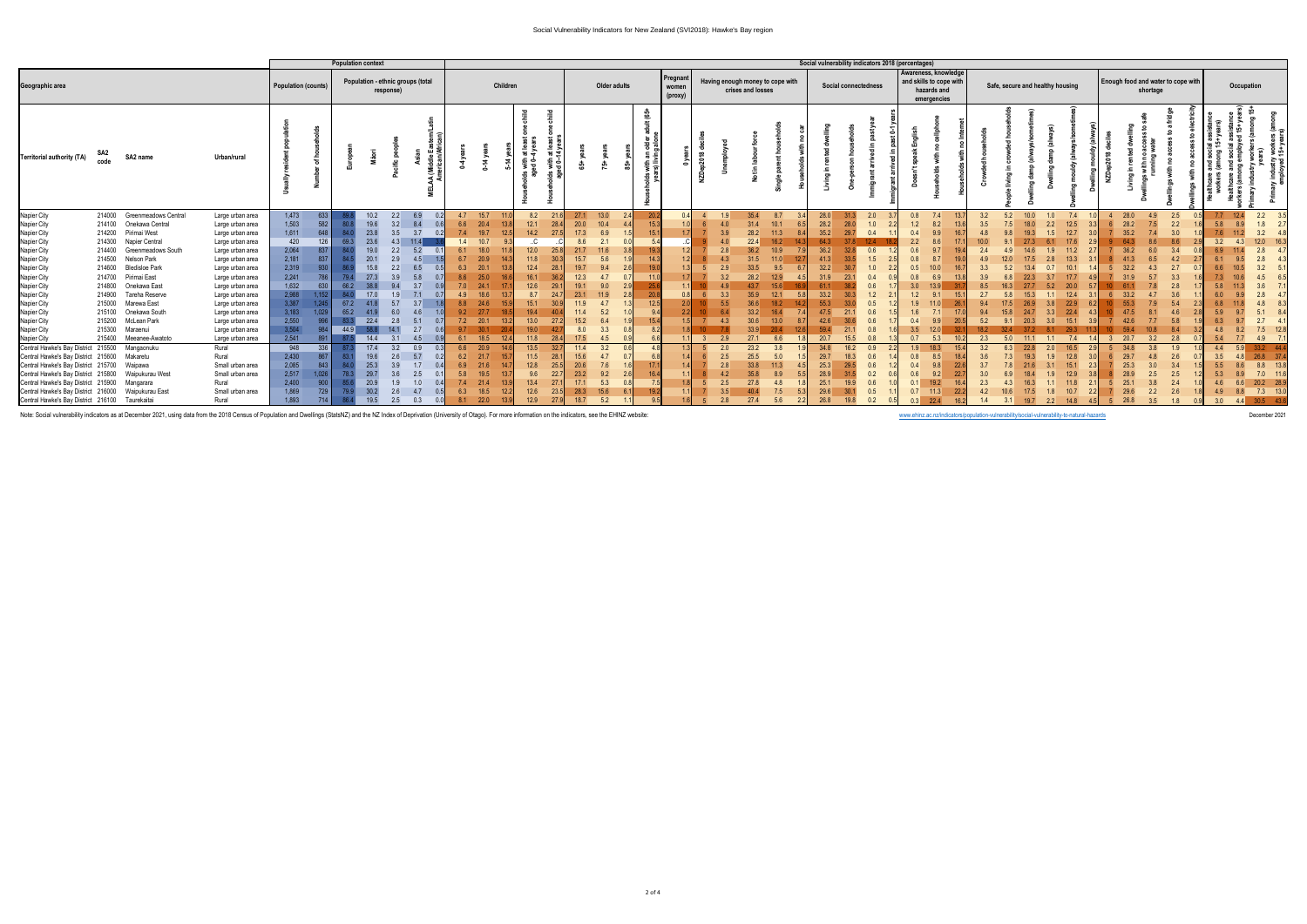| | | | | Population context | | | | | | | Social vulnerability indicators 2018 (percentages) | | | | | | | | | | | | | | | | | | | | | | | | | | | | | | | | | | | | |
|---|---|---|---|---|---|---|---|---|---|---|---|---|---|---|---|---|---|---|---|---|---|---|---|---|---|---|---|---|---|---|---|---|---|---|---|---|---|---|---|---|---|---|---|---|---|---|---|
| Geographic area | | | | Population (counts) | | Population - ethnic groups (total response) | | | | | Children | | | | | Older adults | | | | Pregnant women (proxy) | Having enough money to cope with crises and losses | | | | | Social connectedness | | | | Awareness, knowledge and skills to cope with hazards and emergencies | | | Safe, secure and healthy housing | | | | | | Enough food and water to cope with shortage | | | | | Occupation | | | |
| Territorial authority (TA) | SA2 code | SA2 name | Urban/rural | Usually resident population | Number of households | European | Māori | Pacific peoples | Asian | MELAA (Middle Eastern/Latin American/African) | 0-4 years | 0-14 years | 5-14 years | Households with at least one child aged 0-4 years | Households with at least one child aged 0-14 years | 65+ years | 75+ years | 85+ years | Households with an older adult (65+ years) living alone | 0 years | NZDep2018 deciles | Unemployed | Not in labour force | Single parent households | Households with no car | Living in rented dwelling | One-person households | Immigrant arrived in past year | Immigrant arrived in past 1-5 years | Doesn't speak English | Households with no cellphone | Households with no Internet | Crowded households | People living in crowded households | Dwelling damp (always/sometimes) | Dwelling damp (always) | Dwelling mouldy (always/sometimes) | Dwelling mouldy (always) | NZDep2018 deciles | Living in rented dwelling | Dwellings with no access to safe running water | Dwellings with no access to a fridge | Dwellings with no access to electricity | Healthcare and social assistance workers (among 15+ years) | Healthcare and social assistance workers (among employed 15+ years) | Primary industry workers (among 15+ years) | Primary industry workers (among employed 15+ years) |
| Napier City | 214000 | Greenmeadows Central | Large urban area | 1,473 | 633 | 89.8 | 10.2 | 2.2 | 6.9 | 0.2 | 4.7 | 15.7 | 11.0 | 8.2 | 21.6 | 27.1 | 13.0 | 2.4 | 20.2 | 0.4 | 4 | 1.9 | 35.4 | 8.7 | 3.4 | 28.0 | 31.3 | 2.0 | 3.7 | 0.8 | 7.4 | 13.7 | 3.2 | 5.2 | 10.0 | 1.0 | 7.4 | 1.0 | 4 | 28.0 | 4.9 | 2.5 | 0.5 | 7.7 | 12.4 | 2.2 | 3.5 |
| Napier City | 214100 | Onekawa Central | Large urban area | 1,503 | 582 | 80.8 | 19.6 | 3.2 | 8.4 | 0.6 | 6.6 | 20.4 | 13.8 | 12.1 | 28.4 | 20.0 | 10.4 | 4.4 | 15.3 | 1.0 | 6 | 4.0 | 31.4 | 10.1 | 6.5 | 28.2 | 28.0 | 1.0 | 2.2 | 1.2 | 8.2 | 13.6 | 3.5 | 7.5 | 18.0 | 2.2 | 12.5 | 3.3 | 6 | 28.2 | 7.5 | 2.2 | 1.6 | 5.8 | 8.9 | 1.8 | 2.7 |
| Napier City | 214200 | Pirimai West | Large urban area | 1,611 | 648 | 84.0 | 23.8 | 3.5 | 3.7 | 0.2 | 7.4 | 19.7 | 12.5 | 14.2 | 27.5 | 17.3 | 6.9 | 1.5 | 15.1 | 1.7 | 7 | 3.9 | 28.2 | 11.3 | 8.4 | 35.2 | 29.7 | 0.4 | 1.1 | 0.4 | 9.9 | 16.7 | 4.8 | 9.8 | 19.3 | 1.5 | 12.7 | 3.0 | 7 | 35.2 | 7.4 | 3.0 | 1.0 | 7.6 | 11.2 | 3.2 | 4.8 |
| Napier City | 214300 | Napier Central | Large urban area | 420 | 126 | 69.3 | 23.6 | 4.3 | 11.4 | 3.8 | 1.4 | 10.7 | 9.3 | ..C | ..C | 8.6 | 2.1 | 0.0 | 5.4 | ..C | 9 | 4.0 | 22.4 | 16.2 | 14.3 | 64.3 | 37.6 | 12.4 | 18.2 | 2.2 | 8.6 | 17.1 | 10.0 | 9.1 | 27.3 | 6.1 | 17.6 | 2.9 | 9 | 64.3 | 8.6 | 6.6 | 2.9 | 3.2 | 4.3 | 12.0 | 16.3 |
| Napier City | 214400 | Greenmeadows South | Large urban area | 2,064 | 837 | 84.0 | 19.0 | 2.2 | 5.2 | 0.1 | 6.1 | 18.0 | 11.8 | 12.0 | 25.8 | 21.7 | 11.6 | 3.8 | 19.3 | 1.2 | 7 | 2.8 | 36.2 | 10.9 | 7.9 | 36.2 | 32.8 | 0.6 | 1.2 | 0.6 | 9.7 | 19.4 | 2.4 | 4.9 | 14.6 | 1.9 | 11.2 | 2.7 | 7 | 36.2 | 6.0 | 3.4 | 0.8 | 6.9 | 11.4 | 2.8 | 4.7 |
| Napier City | 214500 | Nelson Park | Large urban area | 2,181 | 837 | 84.5 | 20.1 | 2.9 | 4.5 | 1.5 | 6.7 | 20.9 | 14.3 | 11.8 | 30.3 | 15.7 | 5.6 | 1.9 | 14.3 | 1.2 | 8 | 4.3 | 31.5 | 11.0 | 12.7 | 41.3 | 33.5 | 1.5 | 2.5 | 0.8 | 8.7 | 19.0 | 4.9 | 12.0 | 17.5 | 2.8 | 13.3 | 3.1 | 8 | 41.3 | 6.5 | 4.2 | 2.7 | 6.1 | 9.5 | 2.8 | 4.3 |
| Napier City | 214600 | Bledisloe Park | Large urban area | 2,319 | 930 | 86.9 | 15.8 | 2.2 | 6.5 | 0.5 | 6.3 | 20.1 | 13.8 | 12.4 | 28.1 | 19.7 | 9.4 | 2.6 | 19.0 | 1.3 | 5 | 2.9 | 33.5 | 9.5 | 6.7 | 32.2 | 30.7 | 1.0 | 2.2 | 0.5 | 10.0 | 16.7 | 3.3 | 5.2 | 13.4 | 0.7 | 10.1 | 1.4 | 5 | 32.2 | 4.3 | 2.7 | 0.7 | 6.6 | 10.5 | 3.2 | 5.1 |
| Napier City | 214700 | Pirimai East | Large urban area | 2,241 | 786 | 79.4 | 27.3 | 3.9 | 5.8 | 0.7 | 8.6 | 25.0 | 16.6 | 16.1 | 36.2 | 12.3 | 4.7 | 0.7 | 11.0 | 1.7 | 7 | 3.2 | 28.2 | 12.9 | 4.5 | 31.9 | 23.1 | 0.4 | 0.9 | 0.8 | 6.9 | 13.8 | 3.9 | 6.8 | 22.3 | 3.7 | 17.7 | 4.9 | 7 | 31.9 | 5.7 | 3.3 | 1.6 | 7.3 | 10.6 | 4.5 | 6.5 |
| Napier City | 214800 | Onekawa East | Large urban area | 1,632 | 630 | 66.2 | 38.8 | 9.4 | 3.7 | 0.9 | 7.0 | 24.1 | 17.1 | 12.6 | 29.1 | 19.1 | 9.0 | 2.9 | 25.6 | 1.1 | 10 | 4.9 | 43.7 | 15.6 | 16.9 | 61.1 | 38.2 | 0.6 | 1.7 | 3.0 | 13.9 | 31.7 | 8.5 | 16.3 | 27.7 | 5.2 | 20.0 | 5.7 | 10 | 61.1 | 7.8 | 2.8 | 1.7 | 5.8 | 11.3 | 3.6 | 7.1 |
| Napier City | 214900 | Tareha Reserve | Large urban area | 2,988 | 1,152 | 84.0 | 17.0 | 1.9 | 7.1 | 0.7 | 4.9 | 18.6 | 13.7 | 8.7 | 24.7 | 23.1 | 11.9 | 2.8 | 20.8 | 0.8 | 6 | 3.3 | 35.9 | 12.1 | 5.8 | 33.2 | 30.3 | 1.2 | 2.1 | 1.2 | 9.1 | 15.1 | 2.7 | 5.8 | 15.3 | 1.1 | 12.4 | 3.1 | 6 | 33.2 | 4.7 | 3.6 | 1.1 | 6.0 | 9.9 | 2.8 | 4.7 |
| Napier City | 215000 | Marewa East | Large urban area | 3,387 | 1,245 | 67.2 | 41.8 | 5.7 | 3.7 | 1.8 | 8.8 | 24.6 | 15.9 | 15.1 | 30.9 | 11.9 | 4.7 | 1.3 | 12.5 | 2.0 | 10 | 5.5 | 36.6 | 18.2 | 14.2 | 55.3 | 33.0 | 0.5 | 1.2 | 1.9 | 11.0 | 26.1 | 9.4 | 17.5 | 26.9 | 3.8 | 22.9 | 6.2 | 10 | 55.3 | 7.9 | 5.4 | 2.3 | 6.8 | 11.8 | 4.8 | 8.3 |
| Napier City | 215100 | Onekawa South | Large urban area | 3,183 | 1,029 | 65.2 | 41.9 | 6.0 | 4.6 | 1.0 | 9.2 | 27.7 | 18.5 | 19.4 | 40.4 | 11.4 | 5.2 | 1.0 | 9.4 | 2.2 | 10 | 6.4 | 33.2 | 16.4 | 7.4 | 47.5 | 21.1 | 0.6 | 1.5 | 1.6 | 7.1 | 17.0 | 9.4 | 15.8 | 24.7 | 3.3 | 22.4 | 4.3 | 10 | 47.5 | 8.1 | 4.6 | 2.8 | 5.9 | 9.7 | 5.1 | 8.4 |
| Napier City | 215200 | McLean Park | Large urban area | 2,550 | 996 | 83.3 | 22.4 | 2.8 | 5.1 | 0.7 | 7.2 | 20.1 | 13.2 | 13.0 | 27.2 | 15.2 | 6.4 | 1.9 | 15.4 | 1.5 | 7 | 4.3 | 30.6 | 13.0 | 8.7 | 42.6 | 30.6 | 0.6 | 1.7 | 0.4 | 9.9 | 20.5 | 5.2 | 9.1 | 20.3 | 3.0 | 15.1 | 3.9 | 7 | 42.6 | 7.7 | 5.8 | 1.9 | 6.3 | 9.7 | 2.7 | 4.1 |
| Napier City | 215300 | Maraenui | Large urban area | 3,504 | 984 | 44.9 | 58.8 | 14.1 | 2.7 | 0.6 | 9.7 | 30.1 | 20.4 | 19.0 | 42.7 | 8.0 | 3.3 | 0.8 | 8.2 | 1.8 | 10 | 7.8 | 33.9 | 20.4 | 12.6 | 59.4 | 21.1 | 0.8 | 1.6 | 3.5 | 12.0 | 32.1 | 18.2 | 32.4 | 37.2 | 8.1 | 29.3 | 11.3 | 10 | 59.4 | 10.8 | 8.4 | 3.2 | 4.8 | 8.2 | 7.5 | 12.8 |
| Napier City | 215400 | Meeanee-Awatoto | Large urban area | 2,541 | 891 | 87.5 | 14.4 | 3.1 | 4.5 | 0.9 | 6.1 | 18.5 | 12.4 | 11.8 | 28.4 | 17.5 | 4.5 | 0.9 | 6.6 | 1.1 | 3 | 2.9 | 27.1 | 6.6 | 1.8 | 20.7 | 15.5 | 0.8 | 1.3 | 0.7 | 5.3 | 10.2 | 2.3 | 5.0 | 11.1 | 1.1 | 7.4 | 1.4 | 3 | 20.7 | 3.2 | 2.8 | 0.7 | 5.4 | 7.7 | 4.9 | 7.1 |
| Central Hawke's Bay District | 215500 | Mangaonuku | Rural | 948 | 336 | 87.3 | 17.4 | 3.2 | 0.9 | 0.3 | 6.6 | 20.9 | 14.6 | 13.5 | 32.7 | 11.4 | 3.2 | 0.6 | 4.8 | 1.3 | 5 | 2.0 | 23.2 | 3.8 | 1.9 | 34.8 | 16.2 | 0.9 | 2.2 | 1.9 | 18.3 | 15.4 | 3.2 | 6.3 | 22.8 | 2.0 | 16.5 | 2.9 | 5 | 34.8 | 3.8 | 1.9 | 1.0 | 4.4 | 5.9 | 33.2 | 44.4 |
| Central Hawke's Bay District | 215600 | Makaretu | Rural | 2,430 | 867 | 83.1 | 19.6 | 2.6 | 5.7 | 0.2 | 6.2 | 21.7 | 15.7 | 11.5 | 28.1 | 15.6 | 4.7 | 0.7 | 6.8 | 1.4 | 6 | 2.5 | 25.5 | 5.0 | 1.5 | 29.7 | 18.3 | 0.6 | 1.4 | 0.8 | 8.5 | 18.4 | 3.6 | 7.3 | 19.3 | 1.9 | 12.8 | 3.0 | 6 | 29.7 | 4.8 | 2.6 | 0.7 | 3.5 | 4.8 | 26.8 | 37.4 |
| Central Hawke's Bay District | 215700 | Waipawa | Small urban area | 2,085 | 843 | 84.0 | 25.3 | 3.9 | 1.7 | 0.4 | 6.9 | 21.6 | 14.7 | 12.8 | 25.5 | 20.6 | 7.6 | 1.6 | 17.1 | 1.4 | 7 | 2.8 | 33.8 | 11.3 | 4.5 | 25.3 | 29.5 | 0.6 | 1.2 | 0.4 | 9.8 | 22.8 | 3.7 | 7.8 | 21.6 | 3.1 | 15.1 | 2.3 | 7 | 25.3 | 3.0 | 3.4 | 1.5 | 5.5 | 8.6 | 8.8 | 13.8 |
| Central Hawke's Bay District | 215800 | Waipukurau West | Small urban area | 2,517 | 1,026 | 78.3 | 29.7 | 3.6 | 2.5 | 0.1 | 5.8 | 19.5 | 13.7 | 9.6 | 22.7 | 23.2 | 9.2 | 2.6 | 16.4 | 1.1 | 8 | 4.2 | 35.8 | 8.9 | 5.5 | 28.9 | 31.5 | 0.2 | 0.6 | 0.6 | 9.2 | 22.7 | 3.0 | 6.9 | 18.4 | 1.9 | 12.9 | 3.8 | 8 | 28.9 | 2.5 | 2.5 | 1.2 | 5.3 | 8.9 | 7.0 | 11.6 |
| Central Hawke's Bay District | 215900 | Mangarara | Rural | 2,400 | 900 | 85.6 | 20.9 | 1.9 | 1.0 | 0.4 | 7.4 | 21.4 | 13.9 | 13.4 | 27.1 | 17.1 | 5.3 | 0.8 | 7.5 | 1.8 | 5 | 2.5 | 27.8 | 4.8 | 1.8 | 25.1 | 19.9 | 0.6 | 1.0 | 0.1 | 19.2 | 16.4 | 2.3 | 4.3 | 16.3 | 1.1 | 11.8 | 2.1 | 5 | 25.1 | 3.8 | 2.4 | 1.0 | 4.6 | 6.6 | 20.2 | 28.9 |
| Central Hawke's Bay District | 216000 | Waipukurau East | Small urban area | 1,869 | 729 | 79.9 | 30.2 | 2.6 | 4.7 | 0.5 | 6.3 | 18.5 | 12.2 | 12.6 | 23.5 | 28.3 | 15.6 | 6.1 | 19.2 | 1.1 | 7 | 3.5 | 40.4 | 7.5 | 5.3 | 29.6 | 30.1 | 0.5 | 1.1 | 0.7 | 11.3 | 22.2 | 4.2 | 10.6 | 17.5 | 1.8 | 10.7 | 2.2 | 7 | 29.6 | 2.2 | 2.6 | 1.8 | 4.9 | 8.8 | 7.3 | 13.0 |
| Central Hawke's Bay District | 216100 | Taurekaitai | Rural | 1,893 | 714 | 86.4 | 19.5 | 2.5 | 0.3 | 0.0 | 8.1 | 22.0 | 13.9 | 12.9 | 27.9 | 18.7 | 5.2 | 1.1 | 9.5 | 1.8 | 5 | 2.8 | 27.4 | 5.6 | 2.2 | 26.8 | 19.8 | 0.2 | 0.5 | 0.3 | 22.4 | 16.2 | 1.4 | 3.1 | 19.7 | 2.2 | 14.8 | 4.5 | 5 | 26.8 | 3.5 | 1.8 | 0.9 | 3.0 | 4.4 | 30.5 | 43.8 |

Note: Social vulnerability indicators as at December 2021, using data from the 2018 Census of Population and Dwellings (StatsNZ) and the NZ Index of Deprivation (University of Otago). For more information on the indicators, see the EHINZ website: www.ehinz.ac.nz/indicators/population-vulnerability/social-vulnerability-to-natural-hazards

December 2021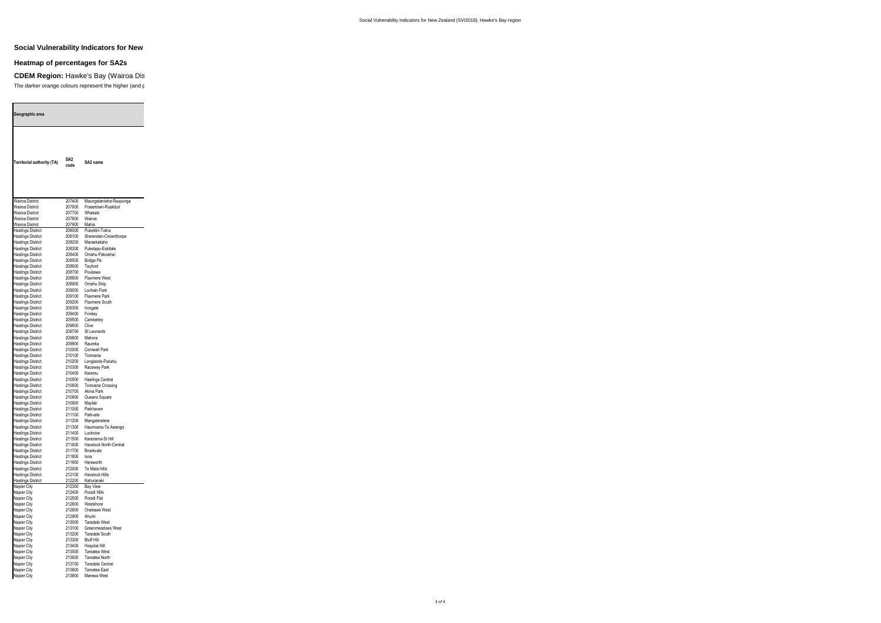## Social Vulnerability Indicators for New

### Heatmap of percentages for SA2s

**CDEM Region:** Hawke's Bay (Wairoa Dis

The darker orange colours represent the higher (and p

| Geographic area | | |
|---|---|---|
| **Territorial authority (TA)** | **SA2 code** | **SA2 name** |
| Wairoa District | 207400 | Maungataniwha-Raupunga |
| Wairoa District | 207600 | Frasertown-Ruakituri |
| Wairoa District | 207700 | Whakaki |
| Wairoa District | 207800 | Wairoa |
| Wairoa District | 207900 | Mahia |
| Hastings District | 208000 | Puketitiri-Tutira |
| Hastings District | 208100 | Sherenden-Crownthorpe |
| Hastings District | 208200 | Maraekakaho |
| Hastings District | 208300 | Puketapu-Eskdale |
| Hastings District | 208400 | Omahu-Pakowhai |
| Hastings District | 208500 | Bridge Pa |
| Hastings District | 208600 | Twyford |
| Hastings District | 208700 | Poukawa |
| Hastings District | 208800 | Flaxmere West |
| Hastings District | 208900 | Omahu Strip |
| Hastings District | 209000 | Lochain Park |
| Hastings District | 209100 | Flaxmere Park |
| Hastings District | 209200 | Flaxmere South |
| Hastings District | 209300 | Irongate |
| Hastings District | 209400 | Frimley |
| Hastings District | 209500 | Camberley |
| Hastings District | 209600 | Clive |
| Hastings District | 209700 | St Leonards |
| Hastings District | 209800 | Mahora |
| Hastings District | 209900 | Raureka |
| Hastings District | 210000 | Cornwall Park |
| Hastings District | 210100 | Tomoana |
| Hastings District | 210200 | Longlands-Pukahu |
| Hastings District | 210300 | Raceway Park |
| Hastings District | 210400 | Karamu |
| Hastings District | 210500 | Hastings Central |
| Hastings District | 210600 | Tomoana Crossing |
| Hastings District | 210700 | Akina Park |
| Hastings District | 210800 | Queens Square |
| Hastings District | 210900 | Mayfair |
| Hastings District | 211000 | Parkhaven |
| Hastings District | 211100 | Parkvale |
| Hastings District | 211200 | Mangateretere |
| Hastings District | 211300 | Haumoana-Te Awanga |
| Hastings District | 211400 | Lucknow |
| Hastings District | 211500 | Karanema-St Hill |
| Hastings District | 211600 | Havelock North-Central |
| Hastings District | 211700 | Brookvale |
| Hastings District | 211800 | Iona |
| Hastings District | 211900 | Hereworth |
| Hastings District | 212000 | Te Mata Hills |
| Hastings District | 212100 | Havelock Hills |
| Hastings District | 212200 | Kahuranaki |
| Napier City | 212300 | Bay View |
| Napier City | 212400 | Poraiti Hills |
| Napier City | 212500 | Poraiti Flat |
| Napier City | 212600 | Westshore |
| Napier City | 212800 | Onekawa West |
| Napier City | 212900 | Ahuriri |
| Napier City | 213000 | Taradale West |
| Napier City | 213100 | Greenmeadows West |
| Napier City | 213200 | Taradale South |
| Napier City | 213300 | Bluff Hill |
| Napier City | 213400 | Hospital Hill |
| Napier City | 213500 | Tamatea West |
| Napier City | 213600 | Tamatea North |
| Napier City | 213700 | Taradale Central |
| Napier City | 213800 | Tamatea East |
| Napier City | 213900 | Marewa West |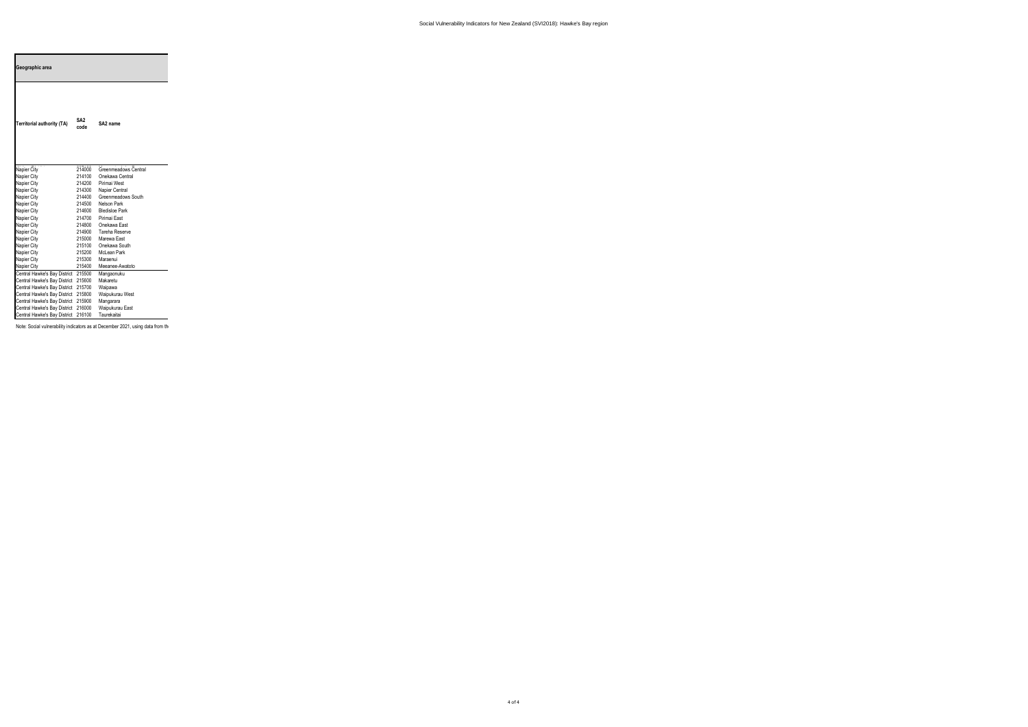| Geographic area | | |
|---|---|---|
| Territorial authority (TA) | SA2 code | SA2 name |
| Napier City | 214000 | Greenmeadows Central |
| Napier City | 214100 | Onekawa Central |
| Napier City | 214200 | Pirimai West |
| Napier City | 214300 | Napier Central |
| Napier City | 214400 | Greenmeadows South |
| Napier City | 214500 | Nelson Park |
| Napier City | 214600 | Bledisloe Park |
| Napier City | 214700 | Pirimai East |
| Napier City | 214800 | Onekawa East |
| Napier City | 214900 | Tareha Reserve |
| Napier City | 215000 | Marewa East |
| Napier City | 215100 | Onekawa South |
| Napier City | 215200 | McLean Park |
| Napier City | 215300 | Maraenui |
| Napier City | 215400 | Meeanee-Awatoto |
| Central Hawke's Bay District | 215500 | Mangaonuku |
| Central Hawke's Bay District | 215600 | Makaretu |
| Central Hawke's Bay District | 215700 | Waipawa |
| Central Hawke's Bay District | 215800 | Waipukurau West |
| Central Hawke's Bay District | 215900 | Mangarara |
| Central Hawke's Bay District | 216000 | Waipukurau East |
| Central Hawke's Bay District | 216100 | Taurekaitai |

Note: Social vulnerability indicators as at December 2021, using data from th